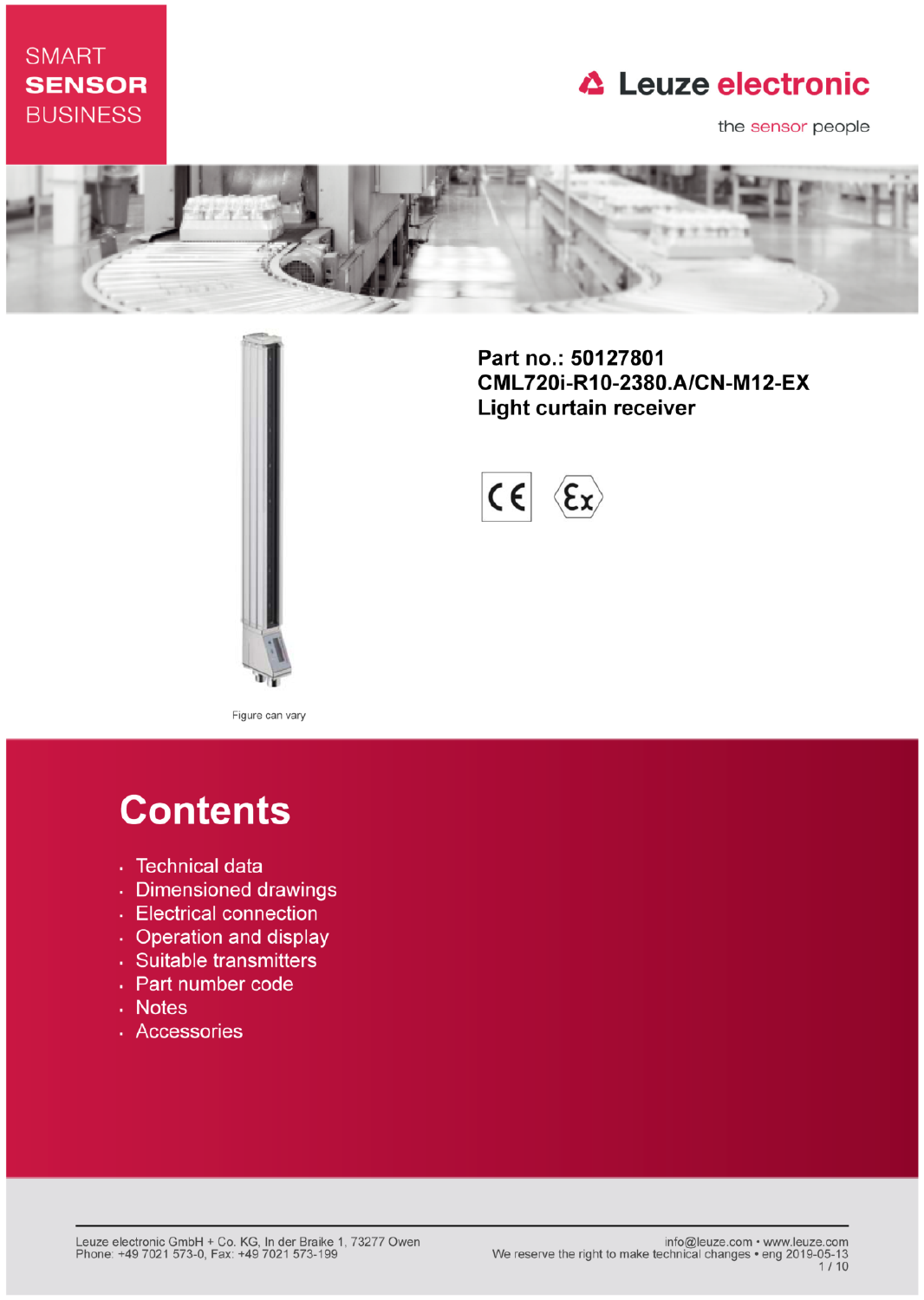SMART **SENSOR** BUSINESS

Leuze electronic

the sensor people

**Part no.: 50127801**
**CML720i-R10-2380.A/CN-M12-EX**
**Light curtain receiver**

Figure can vary

# Contents

- Technical data
- Dimensioned drawings
- Electrical connection
- Operation and display
- Suitable transmitters
- Part number code
- Notes
- Accessories

Leuze electronic GmbH + Co. KG, In der Braike 1, 73277 Owen
Phone: +49 7021 573-0, Fax: +49 7021 573-199

info@leuze.com • www.leuze.com
We reserve the right to make technical changes • eng 2019-05-13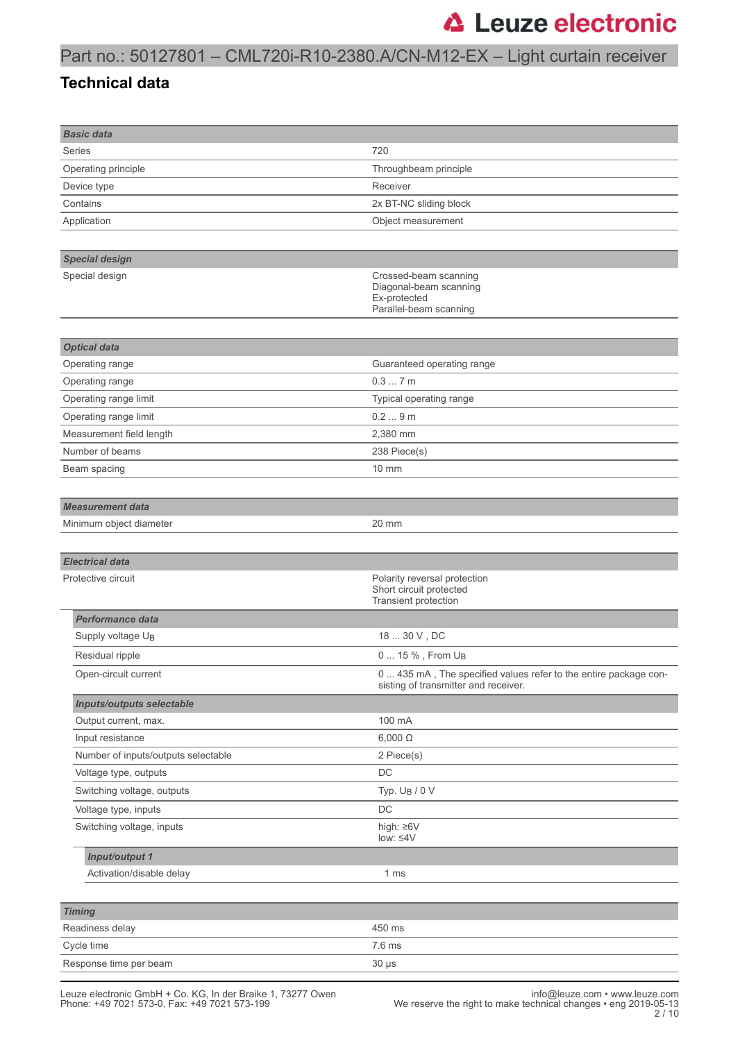# Part no.: 50127801 – CML720i-R10-2380.A/CN-M12-EX – Light curtain receiver

## Technical data

| **Basic data** | |
|---|---|
| Series | 720 |
| Operating principle | Throughbeam principle |
| Device type | Receiver |
| Contains | 2x BT-NC sliding block |
| Application | Object measurement |

| **Special design** | |
|---|---|
| Special design | Crossed-beam scanning<br>Diagonal-beam scanning<br>Ex-protected<br>Parallel-beam scanning |

| **Optical data** | |
|---|---|
| Operating range | Guaranteed operating range |
| Operating range | 0.3 ... 7 m |
| Operating range limit | Typical operating range |
| Operating range limit | 0.2 ... 9 m |
| Measurement field length | 2,380 mm |
| Number of beams | 238 Piece(s) |
| Beam spacing | 10 mm |

| **Measurement data** | |
|---|---|
| Minimum object diameter | 20 mm |

| **Electrical data** | |
|---|---|
| Protective circuit | Polarity reversal protection<br>Short circuit protected<br>Transient protection |
| ***Performance data*** | |
| Supply voltage $U_B$ | 18 ... 30 V , DC |
| Residual ripple | 0 ... 15 % , From $U_B$ |
| Open-circuit current | 0 ... 435 mA , The specified values refer to the entire package consisting of transmitter and receiver. |
| ***Inputs/outputs selectable*** | |
| Output current, max. | 100 mA |
| Input resistance | 6,000 Ω |
| Number of inputs/outputs selectable | 2 Piece(s) |
| Voltage type, outputs | DC |
| Switching voltage, outputs | Typ. $U_B$ / 0 V |
| Voltage type, inputs | DC |
| Switching voltage, inputs | high: ≥6V<br>low: ≤4V |
| ***Input/output 1*** | |
| Activation/disable delay | 1 ms |

| **Timing** | |
|---|---|
| Readiness delay | 450 ms |
| Cycle time | 7.6 ms |
| Response time per beam | 30 µs |

Leuze electronic GmbH + Co. KG, In der Braike 1, 73277 Owen
Phone: +49 7021 573-0, Fax: +49 7021 573-199

info@leuze.com • www.leuze.com
We reserve the right to make technical changes • eng 2019-05-13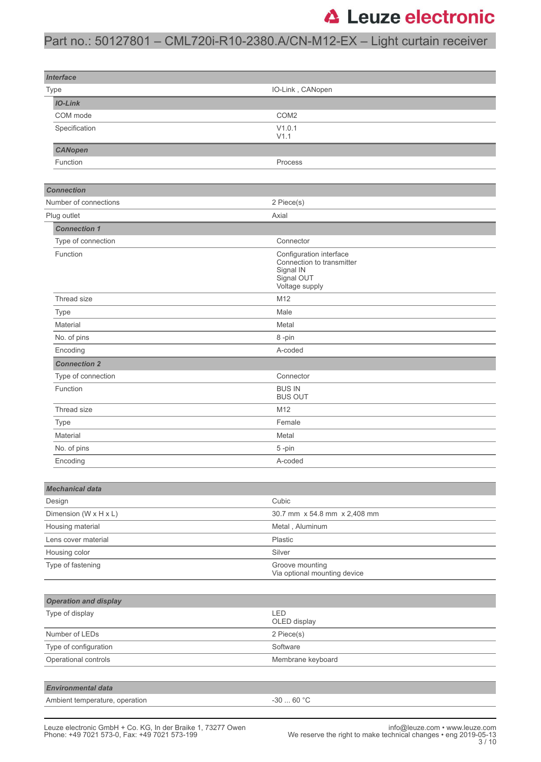# Part no.: 50127801 – CML720i-R10-2380.A/CN-M12-EX – Light curtain receiver

| ***Interface*** | |
|---|---|
| Type | IO-Link , CANopen |
| ***IO-Link*** | |
| COM mode | COM2 |
| Specification | V1.0.1<br>V1.1 |
| ***CANopen*** | |
| Function | Process |

| ***Connection*** | |
|---|---|
| Number of connections | 2 Piece(s) |
| Plug outlet | Axial |
| ***Connection 1*** | |
| Type of connection | Connector |
| Function | Configuration interface<br>Connection to transmitter<br>Signal IN<br>Signal OUT<br>Voltage supply |
| Thread size | M12 |
| Type | Male |
| Material | Metal |
| No. of pins | 8 -pin |
| Encoding | A-coded |
| ***Connection 2*** | |
| Type of connection | Connector |
| Function | BUS IN<br>BUS OUT |
| Thread size | M12 |
| Type | Female |
| Material | Metal |
| No. of pins | 5 -pin |
| Encoding | A-coded |

| ***Mechanical data*** | |
|---|---|
| Design | Cubic |
| Dimension (W x H x L) | 30.7 mm x 54.8 mm x 2,408 mm |
| Housing material | Metal , Aluminum |
| Lens cover material | Plastic |
| Housing color | Silver |
| Type of fastening | Groove mounting<br>Via optional mounting device |

| ***Operation and display*** | |
|---|---|
| Type of display | LED<br>OLED display |
| Number of LEDs | 2 Piece(s) |
| Type of configuration | Software |
| Operational controls | Membrane keyboard |

| ***Environmental data*** | |
|---|---|
| Ambient temperature, operation | -30 ... 60 °C |

Leuze electronic GmbH + Co. KG, In der Braike 1, 73277 Owen
Phone: +49 7021 573-0, Fax: +49 7021 573-199

info@leuze.com • www.leuze.com
We reserve the right to make technical changes • eng 2019-05-13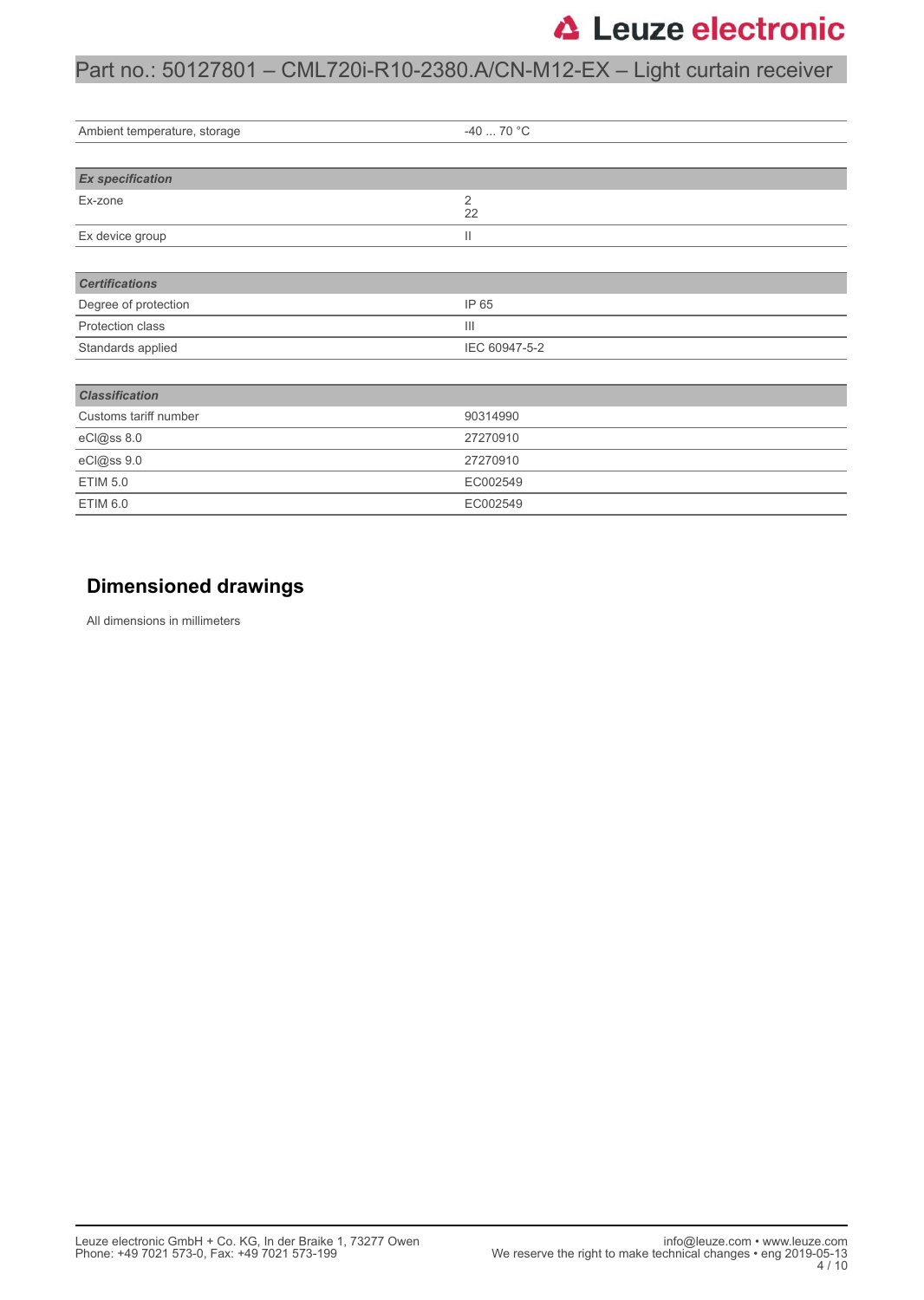| Ambient temperature, storage | -40 ... 70 °C |
|---|---|

| ***Ex specification*** | |
|---|---|
| Ex-zone | 2<br>22 |
| Ex device group | II |

| ***Certifications*** | |
|---|---|
| Degree of protection | IP 65 |
| Protection class | III |
| Standards applied | IEC 60947-5-2 |

| ***Classification*** | |
|---|---|
| Customs tariff number | 90314990 |
| eCl@ss 8.0 | 27270910 |
| eCl@ss 9.0 | 27270910 |
| ETIM 5.0 | EC002549 |
| ETIM 6.0 | EC002549 |

## Dimensioned drawings

All dimensions in millimeters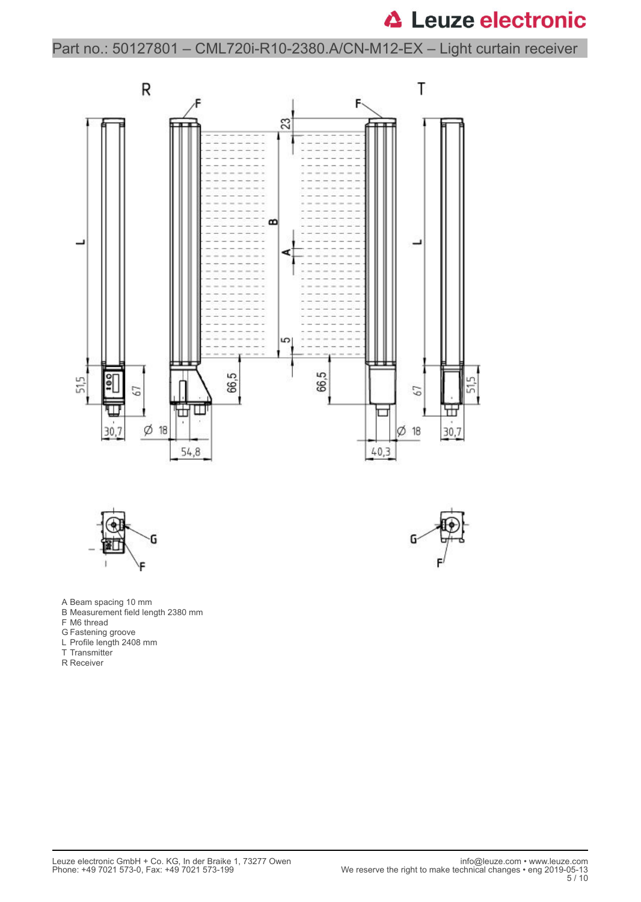Part no.: 50127801 – CML720i-R10-2380.A/CN-M12-EX – Light curtain receiver

A Beam spacing 10 mm
B Measurement field length 2380 mm
F M6 thread
G Fastening groove
L Profile length 2408 mm
T Transmitter
R Receiver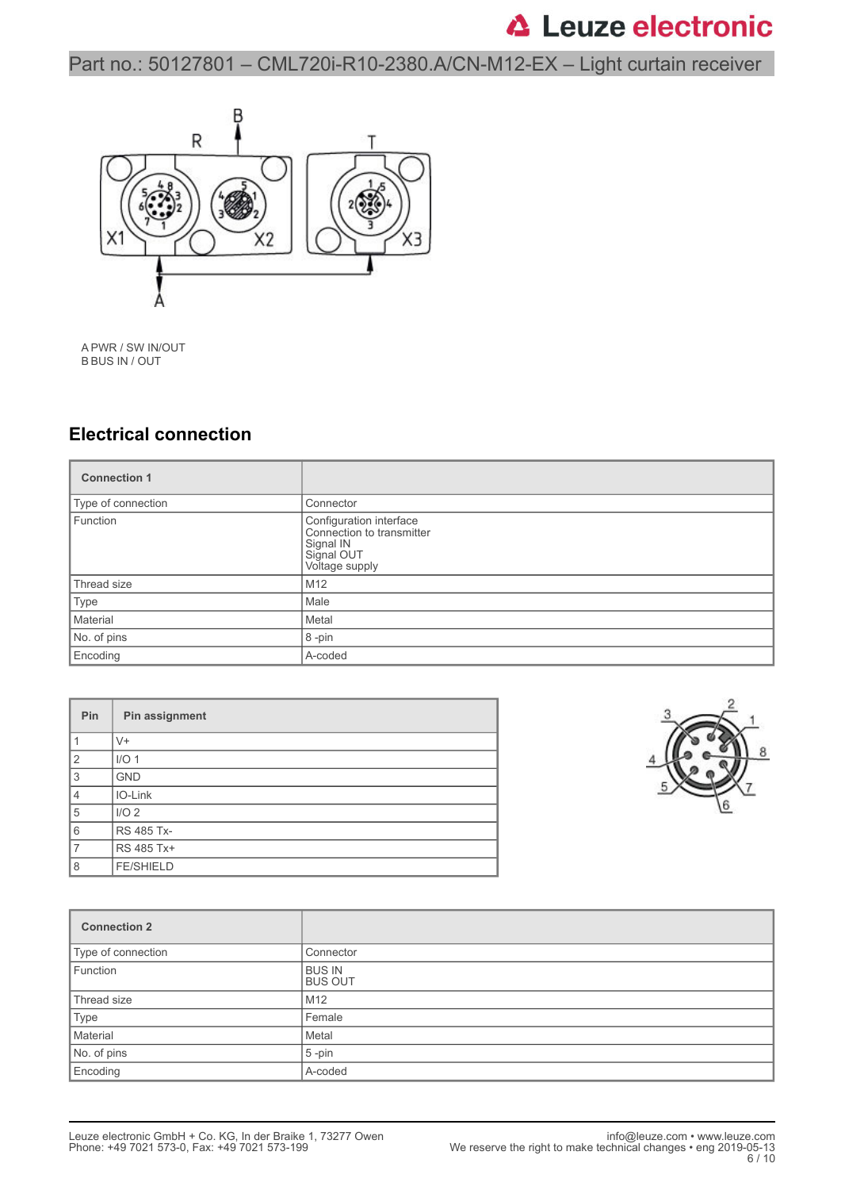Part no.: 50127801 – CML720i-R10-2380.A/CN-M12-EX – Light curtain receiver

A PWR / SW IN/OUT
B BUS IN / OUT

## Electrical connection

| Connection 1 | |
|---|---|
| Type of connection | Connector |
| Function | Configuration interface<br>Connection to transmitter<br>Signal IN<br>Signal OUT<br>Voltage supply |
| Thread size | M12 |
| Type | Male |
| Material | Metal |
| No. of pins | 8 -pin |
| Encoding | A-coded |

| Pin | Pin assignment |
|---|---|
| 1 | V+ |
| 2 | I/O 1 |
| 3 | GND |
| 4 | IO-Link |
| 5 | I/O 2 |
| 6 | RS 485 Tx- |
| 7 | RS 485 Tx+ |
| 8 | FE/SHIELD |

| Connection 2 | |
|---|---|
| Type of connection | Connector |
| Function | BUS IN<br>BUS OUT |
| Thread size | M12 |
| Type | Female |
| Material | Metal |
| No. of pins | 5 -pin |
| Encoding | A-coded |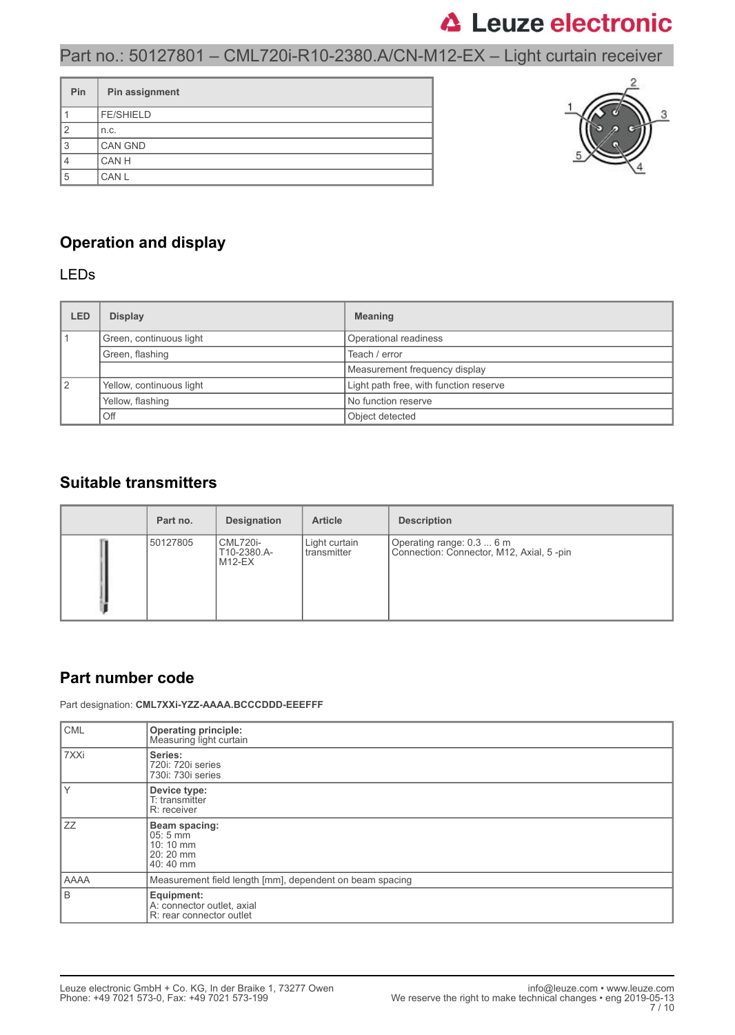Part no.: 50127801 – CML720i-R10-2380.A/CN-M12-EX – Light curtain receiver

| Pin | Pin assignment |
|---|---|
| 1 | FE/SHIELD |
| 2 | n.c. |
| 3 | CAN GND |
| 4 | CAN H |
| 5 | CAN L |

## Operation and display

### LEDs

| LED | Display | Meaning |
|---|---|---|
| 1 | Green, continuous light | Operational readiness |
| | Green, flashing | Teach / error |
| | | Measurement frequency display |
| 2 | Yellow, continuous light | Light path free, with function reserve |
| | Yellow, flashing | No function reserve |
| | Off | Object detected |

## Suitable transmitters

| | Part no. | Designation | Article | Description |
|---|---|---|---|---|
| | 50127805 | CML720i-T10-2380.A-M12-EX | Light curtain transmitter | Operating range: 0.3 ... 6 m<br>Connection: Connector, M12, Axial, 5 -pin |

## Part number code

Part designation: **CML7XXi-YZZ-AAAA.BCCCDDD-EEEFFF**

| | |
|---|---|
| CML | **Operating principle:**<br>Measuring light curtain |
| 7XXi | **Series:**<br>720i: 720i series<br>730i: 730i series |
| Y | **Device type:**<br>T: transmitter<br>R: receiver |
| ZZ | **Beam spacing:**<br>05: 5 mm<br>10: 10 mm<br>20: 20 mm<br>40: 40 mm |
| AAAA | Measurement field length [mm], dependent on beam spacing |
| B | **Equipment:**<br>A: connector outlet, axial<br>R: rear connector outlet |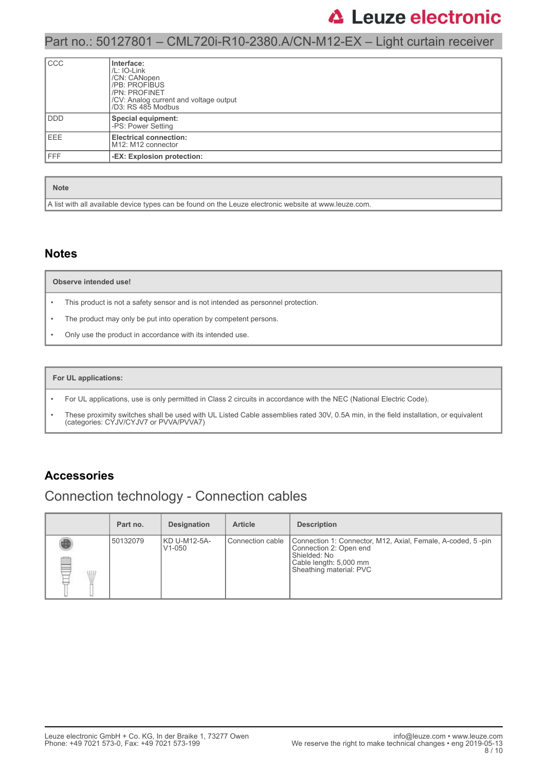| CCC | **Interface:**<br>/L: IO-Link<br>/CN: CANopen<br>/PB: PROFIBUS<br>/PN: PROFINET<br>/CV: Analog current and voltage output<br>/D3: RS 485 Modbus |
|---|---|
| DDD | **Special equipment:**<br>-PS: Power Setting |
| EEE | **Electrical connection:**<br>M12: M12 connector |
| FFF | **-EX: Explosion protection:** |

| **Note** |
|---|
| A list with all available device types can be found on the Leuze electronic website at www.leuze.com. |

## Notes

| **Observe intended use!** |
|---|
| • This product is not a safety sensor and is not intended as personnel protection.<br>• The product may only be put into operation by competent persons.<br>• Only use the product in accordance with its intended use. |

| **For UL applications:** |
|---|
| • For UL applications, use is only permitted in Class 2 circuits in accordance with the NEC (National Electric Code).<br>• These proximity switches shall be used with UL Listed Cable assemblies rated 30V, 0.5A min, in the field installation, or equivalent (categories: CYJV/CYJV7 or PVVA/PVVA7) |

## Accessories

### Connection technology - Connection cables

| | Part no. | Designation | Article | Description |
|---|---|---|---|---|
| | 50132079 | KD U-M12-5A-V1-050 | Connection cable | Connection 1: Connector, M12, Axial, Female, A-coded, 5 -pin<br>Connection 2: Open end<br>Shielded: No<br>Cable length: 5,000 mm<br>Sheathing material: PVC |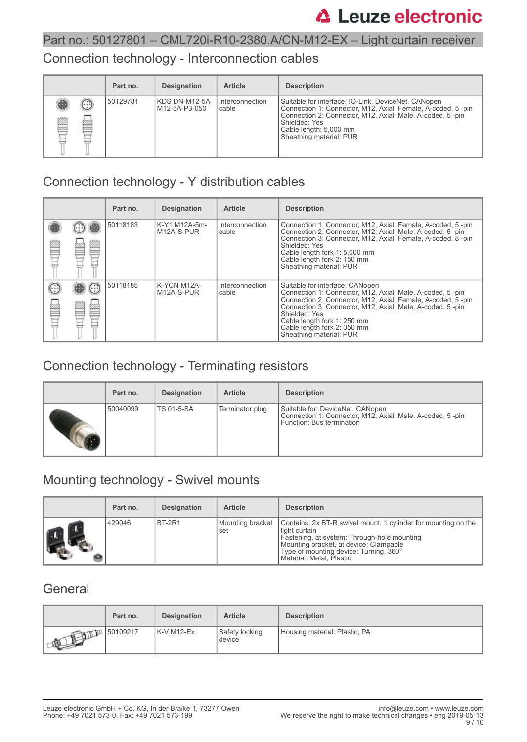Part no.: 50127801 – CML720i-R10-2380.A/CN-M12-EX – Light curtain receiver

## Connection technology - Interconnection cables

| | Part no. | Designation | Article | Description |
|---|---|---|---|---|
| | 50129781 | KDS DN-M12-5A-M12-5A-P3-050 | Interconnection cable | Suitable for interface: IO-Link, DeviceNet, CANopen<br>Connection 1: Connector, M12, Axial, Female, A-coded, 5 -pin<br>Connection 2: Connector, M12, Axial, Male, A-coded, 5 -pin<br>Shielded: Yes<br>Cable length: 5,000 mm<br>Sheathing material: PUR |

## Connection technology - Y distribution cables

| | Part no. | Designation | Article | Description |
|---|---|---|---|---|
| | 50118183 | K-Y1 M12A-5m-M12A-S-PUR | Interconnection cable | Connection 1: Connector, M12, Axial, Female, A-coded, 5 -pin<br>Connection 2: Connector, M12, Axial, Male, A-coded, 5 -pin<br>Connection 3: Connector, M12, Axial, Female, A-coded, 8 -pin<br>Shielded: Yes<br>Cable length fork 1: 5,000 mm<br>Cable length fork 2: 150 mm<br>Sheathing material: PUR |
| | 50118185 | K-YCN M12A-M12A-S-PUR | Interconnection cable | Suitable for interface: CANopen<br>Connection 1: Connector, M12, Axial, Male, A-coded, 5 -pin<br>Connection 2: Connector, M12, Axial, Female, A-coded, 5 -pin<br>Connection 3: Connector, M12, Axial, Male, A-coded, 5 -pin<br>Shielded: Yes<br>Cable length fork 1: 250 mm<br>Cable length fork 2: 350 mm<br>Sheathing material: PUR |

## Connection technology - Terminating resistors

| | Part no. | Designation | Article | Description |
|---|---|---|---|---|
| | 50040099 | TS 01-5-SA | Terminator plug | Suitable for: DeviceNet, CANopen<br>Connection 1: Connector, M12, Axial, Male, A-coded, 5 -pin<br>Function: Bus termination |

## Mounting technology - Swivel mounts

| | Part no. | Designation | Article | Description |
|---|---|---|---|---|
| | 429046 | BT-2R1 | Mounting bracket set | Contains: 2x BT-R swivel mount, 1 cylinder for mounting on the light curtain<br>Fastening, at system: Through-hole mounting<br>Mounting bracket, at device: Clampable<br>Type of mounting device: Turning, 360°<br>Material: Metal, Plastic |

## General

| | Part no. | Designation | Article | Description |
|---|---|---|---|---|
| | 50109217 | K-V M12-Ex | Safety locking device | Housing material: Plastic, PA |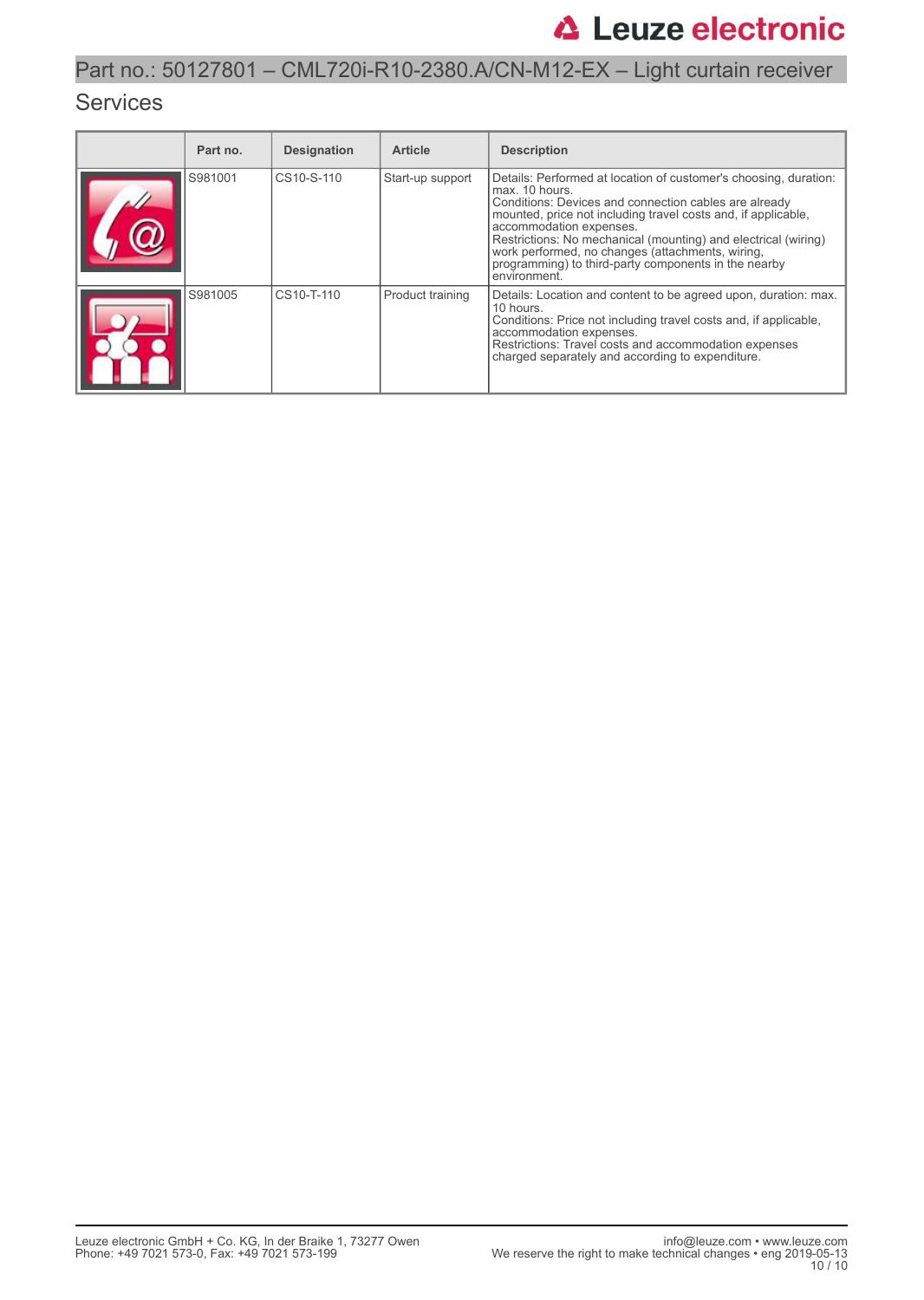Part no.: 50127801 – CML720i-R10-2380.A/CN-M12-EX – Light curtain receiver

## Services

| | Part no. | Designation | Article | Description |
|---|---|---|---|---|
| | S981001 | CS10-S-110 | Start-up support | Details: Performed at location of customer's choosing, duration: max. 10 hours.<br>Conditions: Devices and connection cables are already mounted, price not including travel costs and, if applicable, accommodation expenses.<br>Restrictions: No mechanical (mounting) and electrical (wiring) work performed, no changes (attachments, wiring, programming) to third-party components in the nearby environment. |
| | S981005 | CS10-T-110 | Product training | Details: Location and content to be agreed upon, duration: max. 10 hours.<br>Conditions: Price not including travel costs and, if applicable, accommodation expenses.<br>Restrictions: Travel costs and accommodation expenses charged separately and according to expenditure. |

Leuze electronic GmbH + Co. KG, In der Braike 1, 73277 Owen
Phone: +49 7021 573-0, Fax: +49 7021 573-199

info@leuze.com • www.leuze.com
We reserve the right to make technical changes • eng 2019-05-13